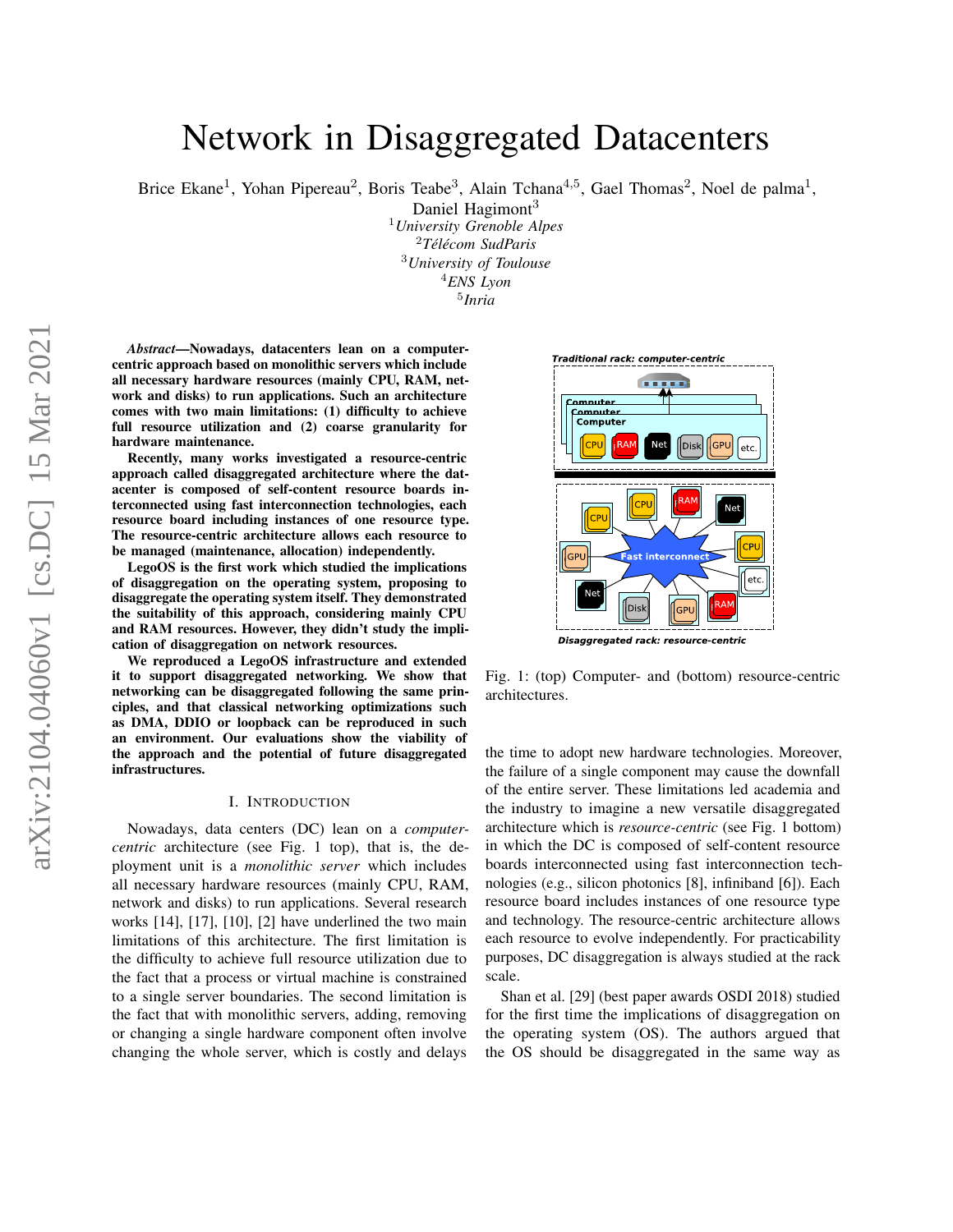# Network in Disaggregated Datacenters

Brice Ekane[1], Yohan Pipereau[2], Boris Teabe[3], Alain Tchana[4,5], Gael Thomas[2], Noel de palma[1], Daniel Hagimont[3]

[1]*University Grenoble Alpes*
[2]*Télécom SudParis*
[3]*University of Toulouse*
[4]*ENS Lyon*
[5]*Inria*

***Abstract*—Nowadays, datacenters lean on a computer-centric approach based on monolithic servers which include all necessary hardware resources (mainly CPU, RAM, network and disks) to run applications. Such an architecture comes with two main limitations: (1) difficulty to achieve full resource utilization and (2) coarse granularity for hardware maintenance.**

**Recently, many works investigated a resource-centric approach called disaggregated architecture where the datacenter is composed of self-content resource boards interconnected using fast interconnection technologies, each resource board including instances of one resource type. The resource-centric architecture allows each resource to be managed (maintenance, allocation) independently.**

**LegoOS is the first work which studied the implications of disaggregation on the operating system, proposing to disaggregate the operating system itself. They demonstrated the suitability of this approach, considering mainly CPU and RAM resources. However, they didn't study the implication of disaggregation on network resources.**

**We reproduced a LegoOS infrastructure and extended it to support disaggregated networking. We show that networking can be disaggregated following the same principles, and that classical networking optimizations such as DMA, DDIO or loopback can be reproduced in such an environment. Our evaluations show the viability of the approach and the potential of future disaggregated infrastructures.**

## I. Introduction

Nowadays, data centers (DC) lean on a *computer-centric* architecture (see Fig. 1 top), that is, the deployment unit is a *monolithic server* which includes all necessary hardware resources (mainly CPU, RAM, network and disks) to run applications. Several research works [14], [17], [10], [2] have underlined the two main limitations of this architecture. The first limitation is the difficulty to achieve full resource utilization due to the fact that a process or virtual machine is constrained to a single server boundaries. The second limitation is the fact that with monolithic servers, adding, removing or changing a single hardware component often involve changing the whole server, which is costly and delays the time to adopt new hardware technologies. Moreover, the failure of a single component may cause the downfall of the entire server. These limitations led academia and the industry to imagine a new versatile disaggregated architecture which is *resource-centric* (see Fig. 1 bottom) in which the DC is composed of self-content resource boards interconnected using fast interconnection technologies (e.g., silicon photonics [8], infiniband [6]). Each resource board includes instances of one resource type and technology. The resource-centric architecture allows each resource to evolve independently. For practicability purposes, DC disaggregation is always studied at the rack scale.

Fig. 1: (top) Computer- and (bottom) resource-centric architectures.

Shan et al. [29] (best paper awards OSDI 2018) studied for the first time the implications of disaggregation on the operating system (OS). The authors argued that the OS should be disaggregated in the same way as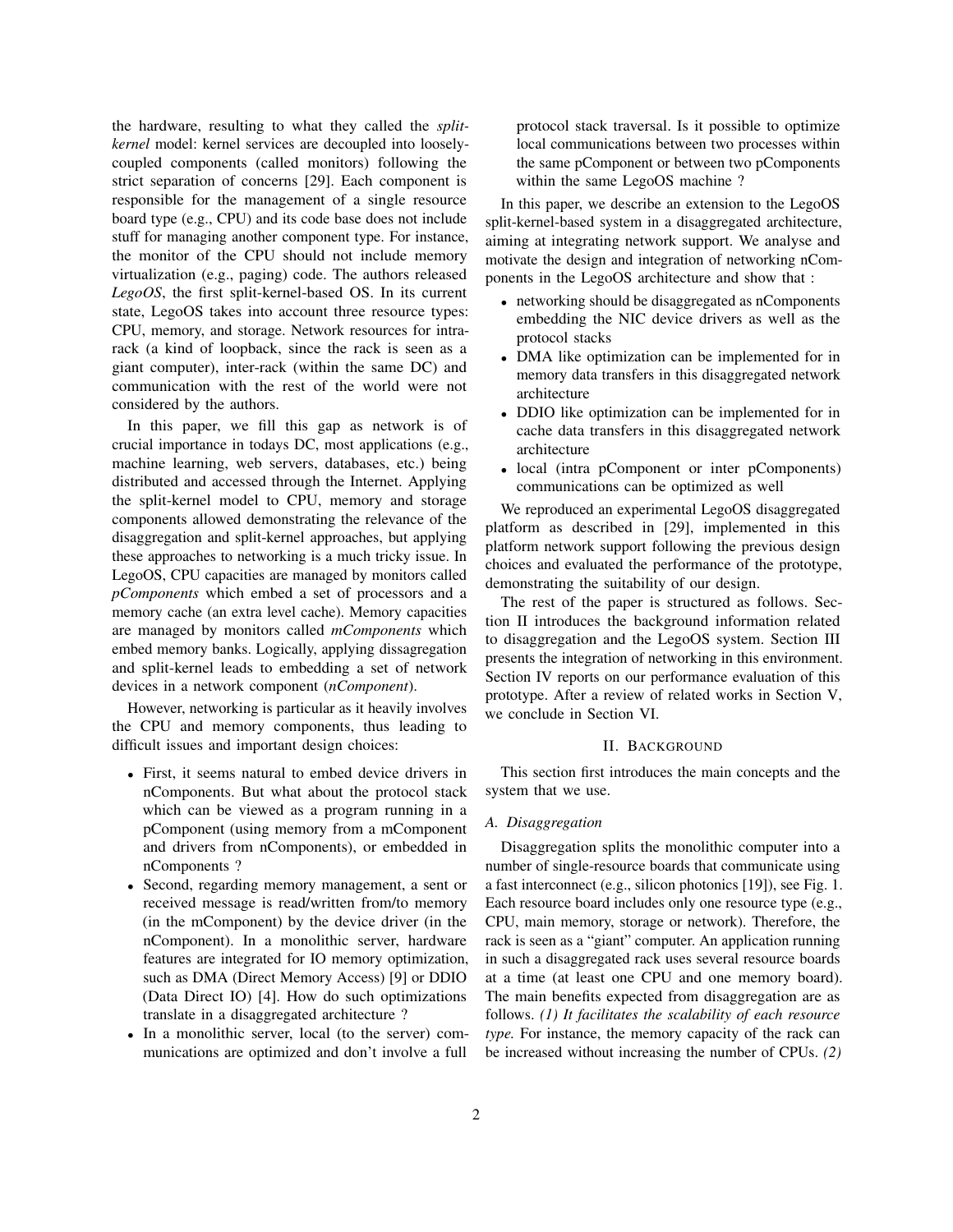the hardware, resulting to what they called the *split-kernel* model: kernel services are decoupled into loosely-coupled components (called monitors) following the strict separation of concerns [29]. Each component is responsible for the management of a single resource board type (e.g., CPU) and its code base does not include stuff for managing another component type. For instance, the monitor of the CPU should not include memory virtualization (e.g., paging) code. The authors released *LegoOS*, the first split-kernel-based OS. In its current state, LegoOS takes into account three resource types: CPU, memory, and storage. Network resources for intra-rack (a kind of loopback, since the rack is seen as a giant computer), inter-rack (within the same DC) and communication with the rest of the world were not considered by the authors.

In this paper, we fill this gap as network is of crucial importance in todays DC, most applications (e.g., machine learning, web servers, databases, etc.) being distributed and accessed through the Internet. Applying the split-kernel model to CPU, memory and storage components allowed demonstrating the relevance of the disaggregation and split-kernel approaches, but applying these approaches to networking is a much tricky issue. In LegoOS, CPU capacities are managed by monitors called *pComponents* which embed a set of processors and a memory cache (an extra level cache). Memory capacities are managed by monitors called *mComponents* which embed memory banks. Logically, applying dissagregation and split-kernel leads to embedding a set of network devices in a network component (*nComponent*).

However, networking is particular as it heavily involves the CPU and memory components, thus leading to difficult issues and important design choices:

- First, it seems natural to embed device drivers in nComponents. But what about the protocol stack which can be viewed as a program running in a pComponent (using memory from a mComponent and drivers from nComponents), or embedded in nComponents ?
- Second, regarding memory management, a sent or received message is read/written from/to memory (in the mComponent) by the device driver (in the nComponent). In a monolithic server, hardware features are integrated for IO memory optimization, such as DMA (Direct Memory Access) [9] or DDIO (Data Direct IO) [4]. How do such optimizations translate in a disaggregated architecture ?
- In a monolithic server, local (to the server) communications are optimized and don't involve a full protocol stack traversal. Is it possible to optimize local communications between two processes within the same pComponent or between two pComponents within the same LegoOS machine ?

In this paper, we describe an extension to the LegoOS split-kernel-based system in a disaggregated architecture, aiming at integrating network support. We analyse and motivate the design and integration of networking nComponents in the LegoOS architecture and show that :

- networking should be disaggregated as nComponents embedding the NIC device drivers as well as the protocol stacks
- DMA like optimization can be implemented for in memory data transfers in this disaggregated network architecture
- DDIO like optimization can be implemented for in cache data transfers in this disaggregated network architecture
- local (intra pComponent or inter pComponents) communications can be optimized as well

We reproduced an experimental LegoOS disaggregated platform as described in [29], implemented in this platform network support following the previous design choices and evaluated the performance of the prototype, demonstrating the suitability of our design.

The rest of the paper is structured as follows. Section II introduces the background information related to disaggregation and the LegoOS system. Section III presents the integration of networking in this environment. Section IV reports on our performance evaluation of this prototype. After a review of related works in Section V, we conclude in Section VI.

## II. Background

This section first introduces the main concepts and the system that we use.

### A. Disaggregation

Disaggregation splits the monolithic computer into a number of single-resource boards that communicate using a fast interconnect (e.g., silicon photonics [19]), see Fig. 1. Each resource board includes only one resource type (e.g., CPU, main memory, storage or network). Therefore, the rack is seen as a "giant" computer. An application running in such a disaggregated rack uses several resource boards at a time (at least one CPU and one memory board). The main benefits expected from disaggregation are as follows. *(1) It facilitates the scalability of each resource type.* For instance, the memory capacity of the rack can be increased without increasing the number of CPUs. *(2)*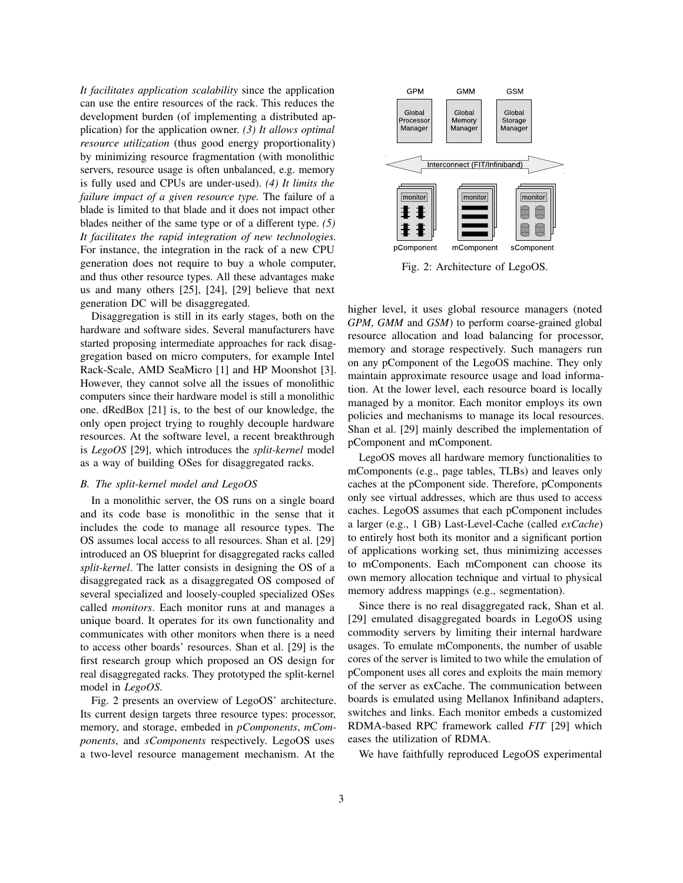*It facilitates application scalability* since the application can use the entire resources of the rack. This reduces the development burden (of implementing a distributed application) for the application owner. *(3) It allows optimal resource utilization* (thus good energy proportionality) by minimizing resource fragmentation (with monolithic servers, resource usage is often unbalanced, e.g. memory is fully used and CPUs are under-used). *(4) It limits the failure impact of a given resource type.* The failure of a blade is limited to that blade and it does not impact other blades neither of the same type or of a different type. *(5) It facilitates the rapid integration of new technologies.* For instance, the integration in the rack of a new CPU generation does not require to buy a whole computer, and thus other resource types. All these advantages make us and many others [25], [24], [29] believe that next generation DC will be disaggregated.

Disaggregation is still in its early stages, both on the hardware and software sides. Several manufacturers have started proposing intermediate approaches for rack disaggregation based on micro computers, for example Intel Rack-Scale, AMD SeaMicro [1] and HP Moonshot [3]. However, they cannot solve all the issues of monolithic computers since their hardware model is still a monolithic one. dRedBox [21] is, to the best of our knowledge, the only open project trying to roughly decouple hardware resources. At the software level, a recent breakthrough is *LegoOS* [29], which introduces the *split-kernel* model as a way of building OSes for disaggregated racks.

### B. The split-kernel model and LegoOS

In a monolithic server, the OS runs on a single board and its code base is monolithic in the sense that it includes the code to manage all resource types. The OS assumes local access to all resources. Shan et al. [29] introduced an OS blueprint for disaggregated racks called *split-kernel*. The latter consists in designing the OS of a disaggregated rack as a disaggregated OS composed of several specialized and loosely-coupled specialized OSes called *monitors*. Each monitor runs at and manages a unique board. It operates for its own functionality and communicates with other monitors when there is a need to access other boards' resources. Shan et al. [29] is the first research group which proposed an OS design for real disaggregated racks. They prototyped the split-kernel model in *LegoOS*.

Fig. 2 presents an overview of LegoOS' architecture. Its current design targets three resource types: processor, memory, and storage, embeded in *pComponents*, *mComponents*, and *sComponents* respectively. LegoOS uses a two-level resource management mechanism. At the higher level, it uses global resource managers (noted *GPM*, *GMM* and *GSM*) to perform coarse-grained global resource allocation and load balancing for processor, memory and storage respectively. Such managers run on any pComponent of the LegoOS machine. They only maintain approximate resource usage and load information. At the lower level, each resource board is locally managed by a monitor. Each monitor employs its own policies and mechanisms to manage its local resources. Shan et al. [29] mainly described the implementation of pComponent and mComponent.

GPM GMM GSM

Global Processor Manager | Global Memory Manager | Global Storage Manager

Interconnect (FIT/Infiniband)

monitor monitor monitor

pComponent mComponent sComponent

Fig. 2: Architecture of LegoOS.

LegoOS moves all hardware memory functionalities to mComponents (e.g., page tables, TLBs) and leaves only caches at the pComponent side. Therefore, pComponents only see virtual addresses, which are thus used to access caches. LegoOS assumes that each pComponent includes a larger (e.g., 1 GB) Last-Level-Cache (called *exCache*) to entirely host both its monitor and a significant portion of applications working set, thus minimizing accesses to mComponents. Each mComponent can choose its own memory allocation technique and virtual to physical memory address mappings (e.g., segmentation).

Since there is no real disaggregated rack, Shan et al. [29] emulated disaggregated boards in LegoOS using commodity servers by limiting their internal hardware usages. To emulate mComponents, the number of usable cores of the server is limited to two while the emulation of pComponent uses all cores and exploits the main memory of the server as exCache. The communication between boards is emulated using Mellanox Infiniband adapters, switches and links. Each monitor embeds a customized RDMA-based RPC framework called *FIT* [29] which eases the utilization of RDMA.

We have faithfully reproduced LegoOS experimental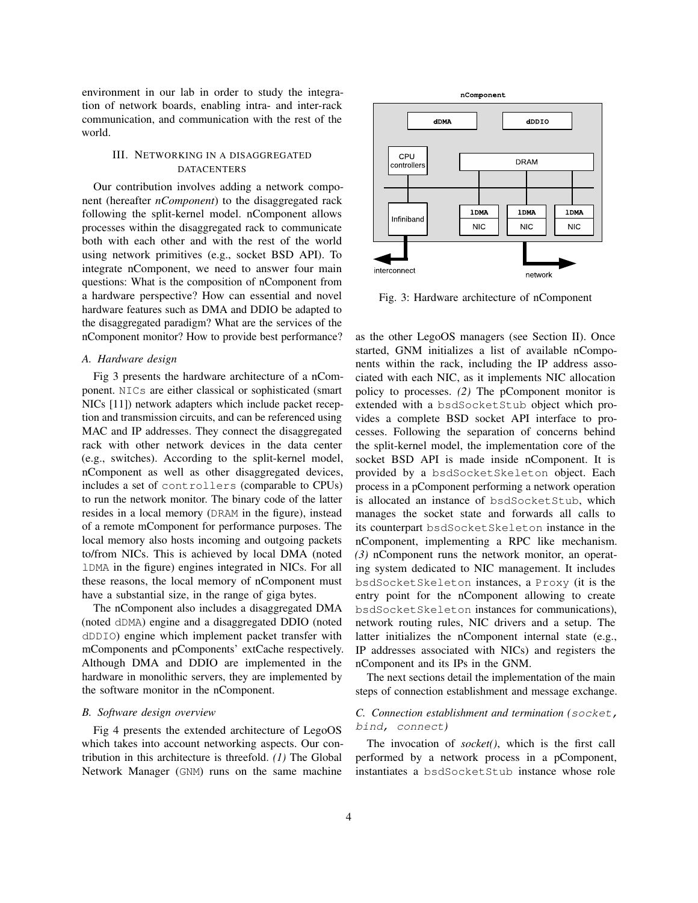environment in our lab in order to study the integration of network boards, enabling intra- and inter-rack communication, and communication with the rest of the world.

## III. Networking in a disaggregated datacenters

Our contribution involves adding a network component (hereafter *nComponent*) to the disaggregated rack following the split-kernel model. nComponent allows processes within the disaggregated rack to communicate both with each other and with the rest of the world using network primitives (e.g., socket BSD API). To integrate nComponent, we need to answer four main questions: What is the composition of nComponent from a hardware perspective? How can essential and novel hardware features such as DMA and DDIO be adapted to the disaggregated paradigm? What are the services of the nComponent monitor? How to provide best performance?

### A. Hardware design

Fig 3 presents the hardware architecture of a nComponent. `NICs` are either classical or sophisticated (smart NICs [11]) network adapters which include packet reception and transmission circuits, and can be referenced using MAC and IP addresses. They connect the disaggregated rack with other network devices in the data center (e.g., switches). According to the split-kernel model, nComponent as well as other disaggregated devices, includes a set of `controllers` (comparable to CPUs) to run the network monitor. The binary code of the latter resides in a local memory (`DRAM` in the figure), instead of a remote mComponent for performance purposes. The local memory also hosts incoming and outgoing packets to/from NICs. This is achieved by local DMA (noted `lDMA` in the figure) engines integrated in NICs. For all these reasons, the local memory of nComponent must have a substantial size, in the range of giga bytes.

Fig. 3: Hardware architecture of nComponent

The nComponent also includes a disaggregated DMA (noted `dDMA`) engine and a disaggregated DDIO (noted `dDDIO`) engine which implement packet transfer with mComponents and pComponents' extCache respectively. Although DMA and DDIO are implemented in the hardware in monolithic servers, they are implemented by the software monitor in the nComponent.

### B. Software design overview

Fig 4 presents the extended architecture of LegoOS which takes into account networking aspects. Our contribution in this architecture is threefold. *(1)* The Global Network Manager (`GNM`) runs on the same machine as the other LegoOS managers (see Section II). Once started, GNM initializes a list of available nComponents within the rack, including the IP address associated with each NIC, as it implements NIC allocation policy to processes. *(2)* The pComponent monitor is extended with a `bsdSocketStub` object which provides a complete BSD socket API interface to processes. Following the separation of concerns behind the split-kernel model, the implementation core of the socket BSD API is made inside nComponent. It is provided by a `bsdSocketSkeleton` object. Each process in a pComponent performing a network operation is allocated an instance of `bsdSocketStub`, which manages the socket state and forwards all calls to its counterpart `bsdSocketSkeleton` instance in the nComponent, implementing a RPC like mechanism. *(3)* nComponent runs the network monitor, an operating system dedicated to NIC management. It includes `bsdSocketSkeleton` instances, a `Proxy` (it is the entry point for the nComponent allowing to create `bsdSocketSkeleton` instances for communications), network routing rules, NIC drivers and a setup. The latter initializes the nComponent internal state (e.g., IP addresses associated with NICs) and registers the nComponent and its IPs in the GNM.

The next sections detail the implementation of the main steps of connection establishment and message exchange.

### C. Connection establishment and termination (`socket`, `bind`, `connect`)

The invocation of *socket()*, which is the first call performed by a network process in a pComponent, instantiates a `bsdSocketStub` instance whose role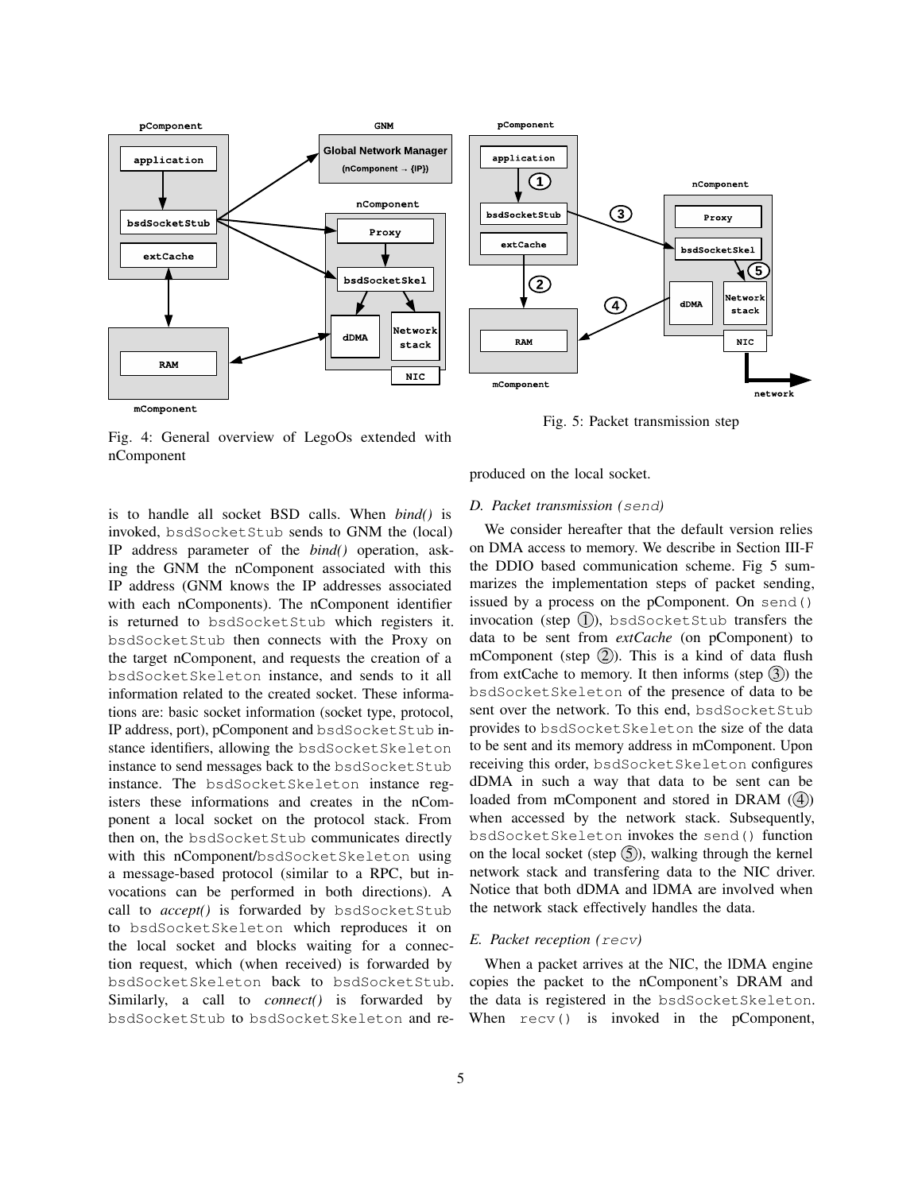Fig. 4: General overview of LegoOs extended with nComponent

Fig. 5: Packet transmission step

is to handle all socket BSD calls. When *bind()* is invoked, bsdSocketStub sends to GNM the (local) IP address parameter of the *bind()* operation, asking the GNM the nComponent associated with this IP address (GNM knows the IP addresses associated with each nComponents). The nComponent identifier is returned to bsdSocketStub which registers it. bsdSocketStub then connects with the Proxy on the target nComponent, and requests the creation of a bsdSocketSkeleton instance, and sends to it all information related to the created socket. These informations are: basic socket information (socket type, protocol, IP address, port), pComponent and bsdSocketStub instance identifiers, allowing the bsdSocketSkeleton instance to send messages back to the bsdSocketStub instance. The bsdSocketSkeleton instance registers these informations and creates in the nComponent a local socket on the protocol stack. From then on, the bsdSocketStub communicates directly with this nComponent/bsdSocketSkeleton using a message-based protocol (similar to a RPC, but invocations can be performed in both directions). A call to *accept()* is forwarded by bsdSocketStub to bsdSocketSkeleton which reproduces it on the local socket and blocks waiting for a connection request, which (when received) is forwarded by bsdSocketSkeleton back to bsdSocketStub. Similarly, a call to *connect()* is forwarded by bsdSocketStub to bsdSocketSkeleton and reproduced on the local socket.

### D. Packet transmission (send)

We consider hereafter that the default version relies on DMA access to memory. We describe in Section III-F the DDIO based communication scheme. Fig 5 summarizes the implementation steps of packet sending, issued by a process on the pComponent. On send() invocation (step (1)), bsdSocketStub transfers the data to be sent from *extCache* (on pComponent) to mComponent (step (2)). This is a kind of data flush from extCache to memory. It then informs (step (3)) the bsdSocketSkeleton of the presence of data to be sent over the network. To this end, bsdSocketStub provides to bsdSocketSkeleton the size of the data to be sent and its memory address in mComponent. Upon receiving this order, bsdSocketSkeleton configures dDMA in such a way that data to be sent can be loaded from mComponent and stored in DRAM ((4)) when accessed by the network stack. Subsequently, bsdSocketSkeleton invokes the send() function on the local socket (step (5)), walking through the kernel network stack and transfering data to the NIC driver. Notice that both dDMA and lDMA are involved when the network stack effectively handles the data.

### E. Packet reception (recv)

When a packet arrives at the NIC, the lDMA engine copies the packet to the nComponent's DRAM and the data is registered in the bsdSocketSkeleton. When recv() is invoked in the pComponent,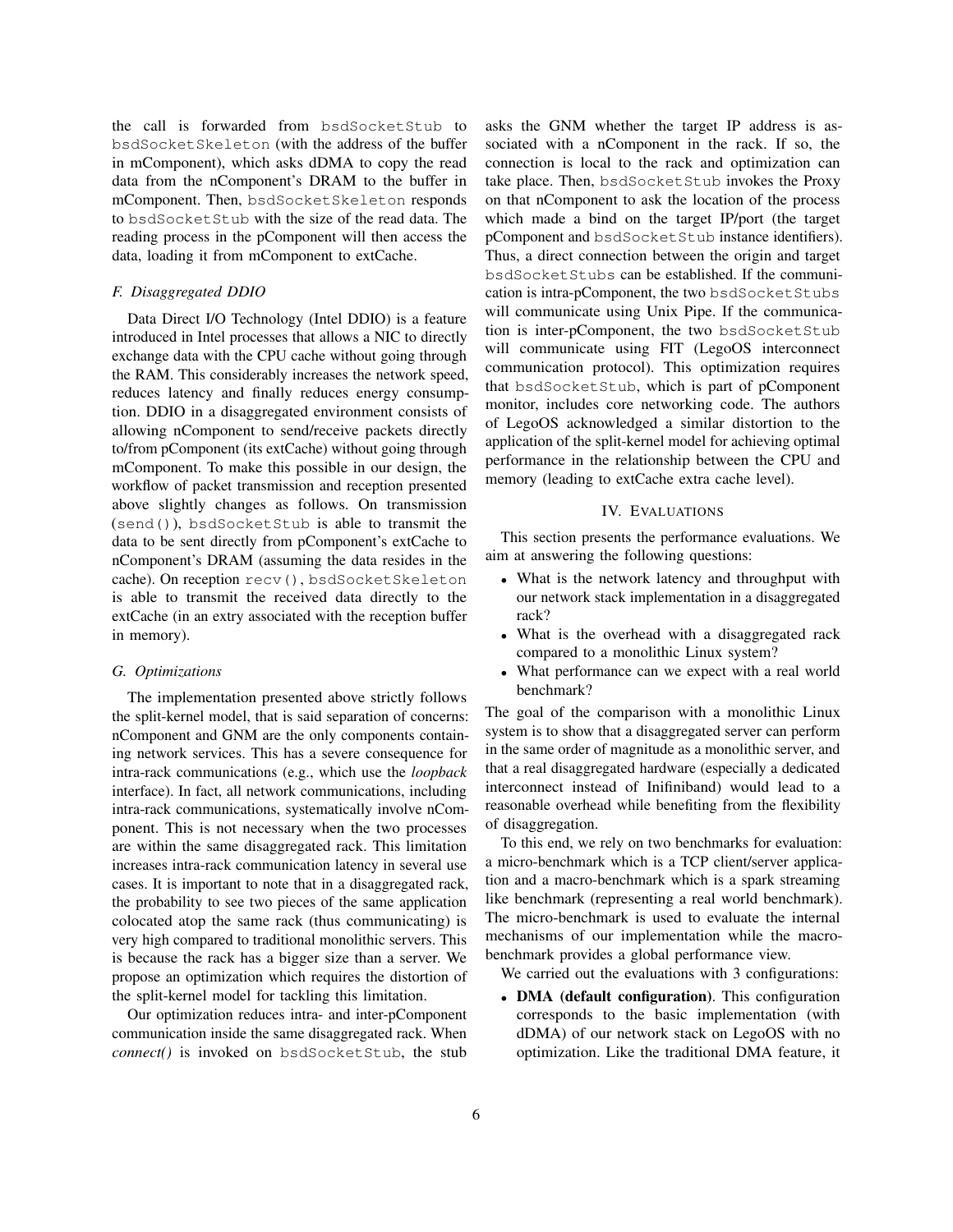the call is forwarded from bsdSocketStub to bsdSocketSkeleton (with the address of the buffer in mComponent), which asks dDMA to copy the read data from the nComponent's DRAM to the buffer in mComponent. Then, bsdSocketSkeleton responds to bsdSocketStub with the size of the read data. The reading process in the pComponent will then access the data, loading it from mComponent to extCache.

### *F. Disaggregated DDIO*

Data Direct I/O Technology (Intel DDIO) is a feature introduced in Intel processes that allows a NIC to directly exchange data with the CPU cache without going through the RAM. This considerably increases the network speed, reduces latency and finally reduces energy consumption. DDIO in a disaggregated environment consists of allowing nComponent to send/receive packets directly to/from pComponent (its extCache) without going through mComponent. To make this possible in our design, the workflow of packet transmission and reception presented above slightly changes as follows. On transmission (send()), bsdSocketStub is able to transmit the data to be sent directly from pComponent's extCache to nComponent's DRAM (assuming the data resides in the cache). On reception recv(), bsdSocketSkeleton is able to transmit the received data directly to the extCache (in an extry associated with the reception buffer in memory).

### *G. Optimizations*

The implementation presented above strictly follows the split-kernel model, that is said separation of concerns: nComponent and GNM are the only components containing network services. This has a severe consequence for intra-rack communications (e.g., which use the *loopback* interface). In fact, all network communications, including intra-rack communications, systematically involve nComponent. This is not necessary when the two processes are within the same disaggregated rack. This limitation increases intra-rack communication latency in several use cases. It is important to note that in a disaggregated rack, the probability to see two pieces of the same application colocated atop the same rack (thus communicating) is very high compared to traditional monolithic servers. This is because the rack has a bigger size than a server. We propose an optimization which requires the distortion of the split-kernel model for tackling this limitation.

Our optimization reduces intra- and inter-pComponent communication inside the same disaggregated rack. When *connect()* is invoked on bsdSocketStub, the stub asks the GNM whether the target IP address is associated with a nComponent in the rack. If so, the connection is local to the rack and optimization can take place. Then, bsdSocketStub invokes the Proxy on that nComponent to ask the location of the process which made a bind on the target IP/port (the target pComponent and bsdSocketStub instance identifiers). Thus, a direct connection between the origin and target bsdSocketStubs can be established. If the communication is intra-pComponent, the two bsdSocketStubs will communicate using Unix Pipe. If the communication is inter-pComponent, the two bsdSocketStub will communicate using FIT (LegoOS interconnect communication protocol). This optimization requires that bsdSocketStub, which is part of pComponent monitor, includes core networking code. The authors of LegoOS acknowledged a similar distortion to the application of the split-kernel model for achieving optimal performance in the relationship between the CPU and memory (leading to extCache extra cache level).

## IV. Evaluations

This section presents the performance evaluations. We aim at answering the following questions:

- What is the network latency and throughput with our network stack implementation in a disaggregated rack?
- What is the overhead with a disaggregated rack compared to a monolithic Linux system?
- What performance can we expect with a real world benchmark?

The goal of the comparison with a monolithic Linux system is to show that a disaggregated server can perform in the same order of magnitude as a monolithic server, and that a real disaggregated hardware (especially a dedicated interconnect instead of Inifiniband) would lead to a reasonable overhead while benefiting from the flexibility of disaggregation.

To this end, we rely on two benchmarks for evaluation: a micro-benchmark which is a TCP client/server application and a macro-benchmark which is a spark streaming like benchmark (representing a real world benchmark). The micro-benchmark is used to evaluate the internal mechanisms of our implementation while the macro-benchmark provides a global performance view.

We carried out the evaluations with 3 configurations:

- **DMA (default configuration)**. This configuration corresponds to the basic implementation (with dDMA) of our network stack on LegoOS with no optimization. Like the traditional DMA feature, it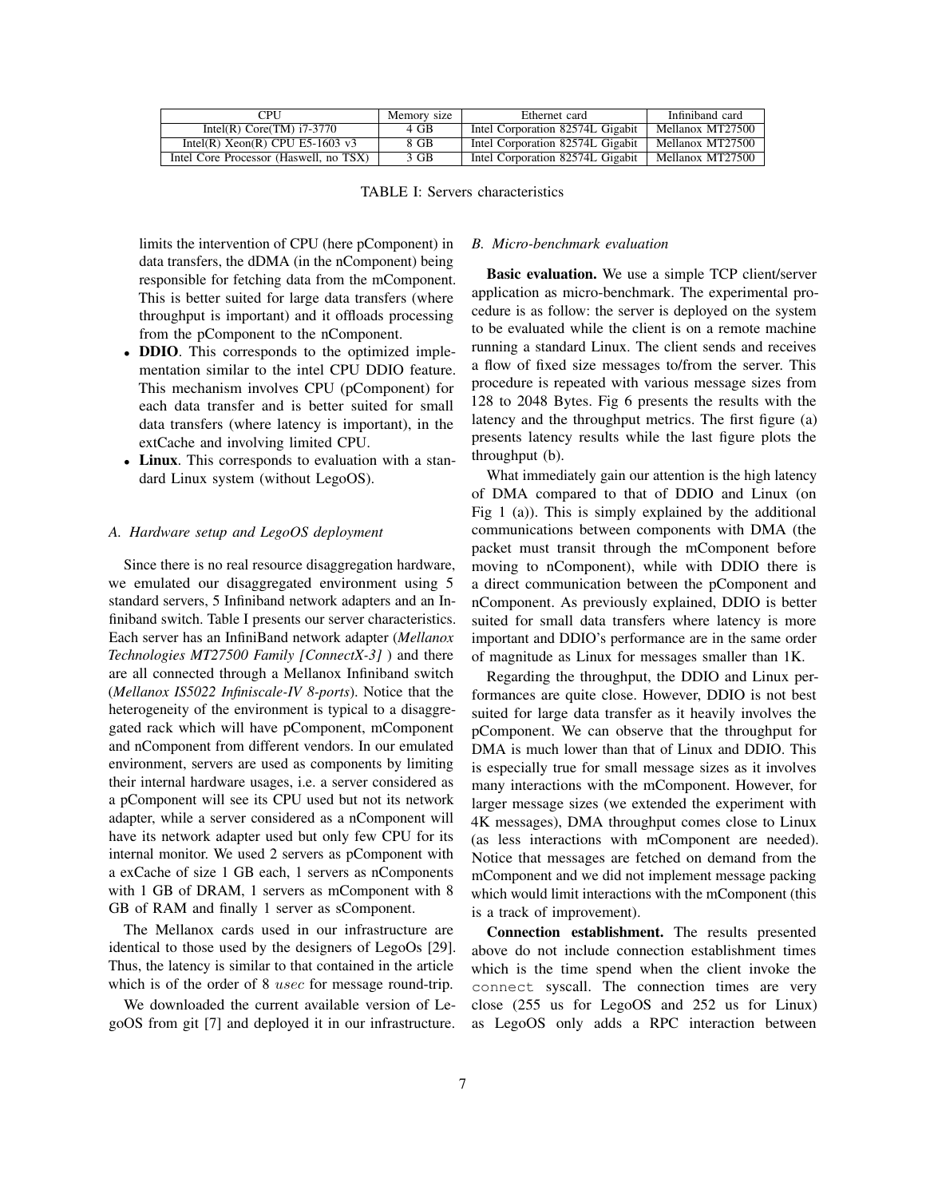| CPU | Memory size | Ethernet card | Infiniband card |
|---|---|---|---|
| Intel(R) Core(TM) i7-3770 | 4 GB | Intel Corporation 82574L Gigabit | Mellanox MT27500 |
| Intel(R) Xeon(R) CPU E5-1603 v3 | 8 GB | Intel Corporation 82574L Gigabit | Mellanox MT27500 |
| Intel Core Processor (Haswell, no TSX) | 3 GB | Intel Corporation 82574L Gigabit | Mellanox MT27500 |

TABLE I: Servers characteristics

limits the intervention of CPU (here pComponent) in data transfers, the dDMA (in the nComponent) being responsible for fetching data from the mComponent. This is better suited for large data transfers (where throughput is important) and it offloads processing from the pComponent to the nComponent.

- **DDIO**. This corresponds to the optimized implementation similar to the intel CPU DDIO feature. This mechanism involves CPU (pComponent) for each data transfer and is better suited for small data transfers (where latency is important), in the extCache and involving limited CPU.
- **Linux**. This corresponds to evaluation with a standard Linux system (without LegoOS).

### A. Hardware setup and LegoOS deployment

Since there is no real resource disaggregation hardware, we emulated our disaggregated environment using 5 standard servers, 5 Infiniband network adapters and an Infiniband switch. Table I presents our server characteristics. Each server has an InfiniBand network adapter (*Mellanox Technologies MT27500 Family [ConnectX-3]* ) and there are all connected through a Mellanox Infiniband switch (*Mellanox IS5022 Infiniscale-IV 8-ports*). Notice that the heterogeneity of the environment is typical to a disaggregated rack which will have pComponent, mComponent and nComponent from different vendors. In our emulated environment, servers are used as components by limiting their internal hardware usages, i.e. a server considered as a pComponent will see its CPU used but not its network adapter, while a server considered as a nComponent will have its network adapter used but only few CPU for its internal monitor. We used 2 servers as pComponent with a exCache of size 1 GB each, 1 servers as nComponents with 1 GB of DRAM, 1 servers as mComponent with 8 GB of RAM and finally 1 server as sComponent.

The Mellanox cards used in our infrastructure are identical to those used by the designers of LegoOs [29]. Thus, the latency is similar to that contained in the article which is of the order of 8 $usec$ for message round-trip.

We downloaded the current available version of LegoOS from git [7] and deployed it in our infrastructure.

### B. Micro-benchmark evaluation

**Basic evaluation.** We use a simple TCP client/server application as micro-benchmark. The experimental procedure is as follow: the server is deployed on the system to be evaluated while the client is on a remote machine running a standard Linux. The client sends and receives a flow of fixed size messages to/from the server. This procedure is repeated with various message sizes from 128 to 2048 Bytes. Fig 6 presents the results with the latency and the throughput metrics. The first figure (a) presents latency results while the last figure plots the throughput (b).

What immediately gain our attention is the high latency of DMA compared to that of DDIO and Linux (on Fig 1 (a)). This is simply explained by the additional communications between components with DMA (the packet must transit through the mComponent before moving to nComponent), while with DDIO there is a direct communication between the pComponent and nComponent. As previously explained, DDIO is better suited for small data transfers where latency is more important and DDIO's performance are in the same order of magnitude as Linux for messages smaller than 1K.

Regarding the throughput, the DDIO and Linux performances are quite close. However, DDIO is not best suited for large data transfer as it heavily involves the pComponent. We can observe that the throughput for DMA is much lower than that of Linux and DDIO. This is especially true for small message sizes as it involves many interactions with the mComponent. However, for larger message sizes (we extended the experiment with 4K messages), DMA throughput comes close to Linux (as less interactions with mComponent are needed). Notice that messages are fetched on demand from the mComponent and we did not implement message packing which would limit interactions with the mComponent (this is a track of improvement).

**Connection establishment.** The results presented above do not include connection establishment times which is the time spend when the client invoke the `connect` syscall. The connection times are very close (255 us for LegoOS and 252 us for Linux) as LegoOS only adds a RPC interaction between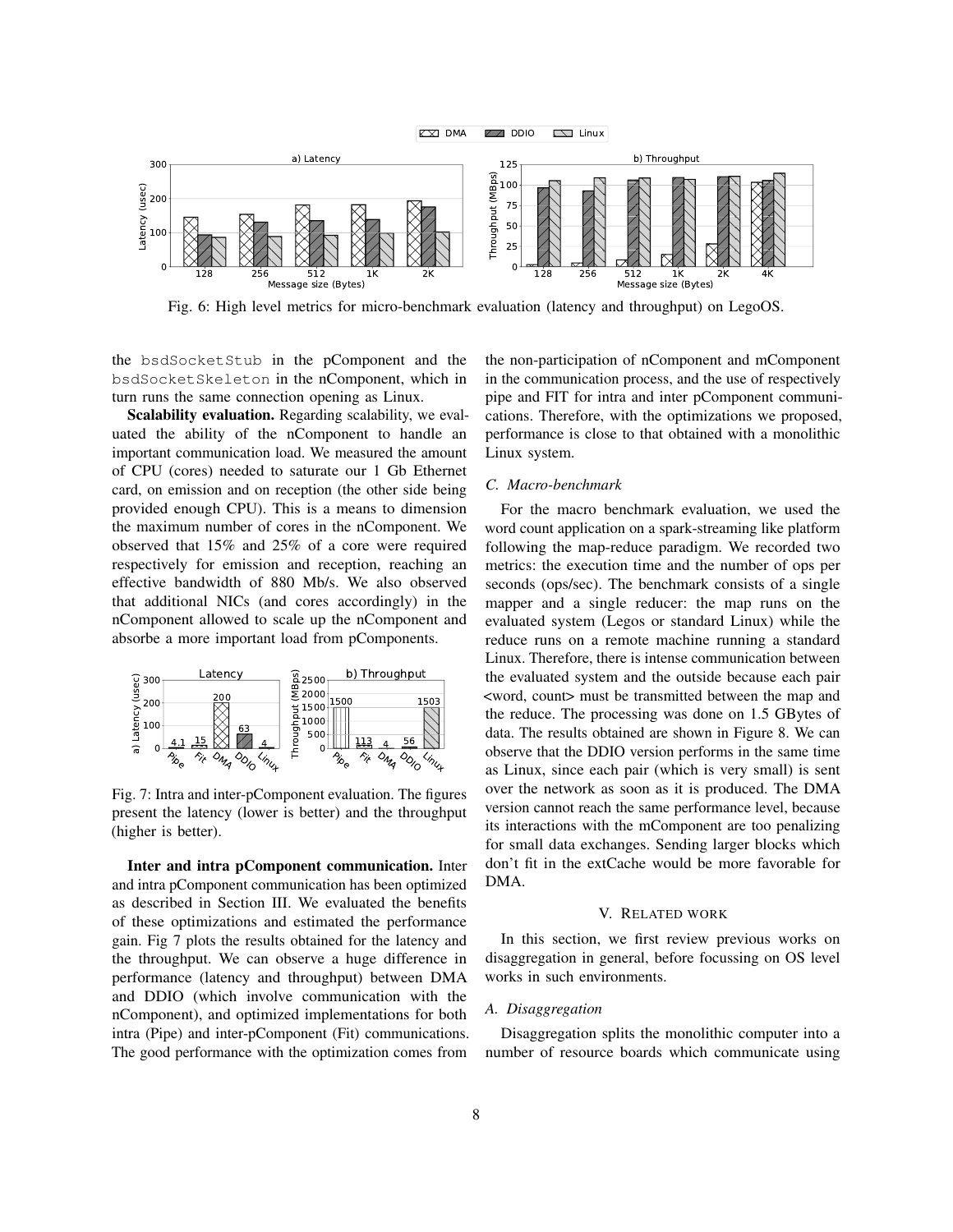Fig. 6: High level metrics for micro-benchmark evaluation (latency and throughput) on LegoOS.

the `bsdSocketStub` in the pComponent and the `bsdSocketSkeleton` in the nComponent, which in turn runs the same connection opening as Linux.

**Scalability evaluation.** Regarding scalability, we evaluated the ability of the nComponent to handle an important communication load. We measured the amount of CPU (cores) needed to saturate our 1 Gb Ethernet card, on emission and on reception (the other side being provided enough CPU). This is a means to dimension the maximum number of cores in the nComponent. We observed that 15% and 25% of a core were required respectively for emission and reception, reaching an effective bandwidth of 880 Mb/s. We also observed that additional NICs (and cores accordingly) in the nComponent allowed to scale up the nComponent and absorbe a more important load from pComponents.

Fig. 7: Intra and inter-pComponent evaluation. The figures present the latency (lower is better) and the throughput (higher is better).

**Inter and intra pComponent communication.** Inter and intra pComponent communication has been optimized as described in Section III. We evaluated the benefits of these optimizations and estimated the performance gain. Fig 7 plots the results obtained for the latency and the throughput. We can observe a huge difference in performance (latency and throughput) between DMA and DDIO (which involve communication with the nComponent), and optimized implementations for both intra (Pipe) and inter-pComponent (Fit) communications. The good performance with the optimization comes from the non-participation of nComponent and mComponent in the communication process, and the use of respectively pipe and FIT for intra and inter pComponent communications. Therefore, with the optimizations we proposed, performance is close to that obtained with a monolithic Linux system.

### C. Macro-benchmark

For the macro benchmark evaluation, we used the word count application on a spark-streaming like platform following the map-reduce paradigm. We recorded two metrics: the execution time and the number of ops per seconds (ops/sec). The benchmark consists of a single mapper and a single reducer: the map runs on the evaluated system (Legos or standard Linux) while the reduce runs on a remote machine running a standard Linux. Therefore, there is intense communication between the evaluated system and the outside because each pair <word, count> must be transmitted between the map and the reduce. The processing was done on 1.5 GBytes of data. The results obtained are shown in Figure 8. We can observe that the DDIO version performs in the same time as Linux, since each pair (which is very small) is sent over the network as soon as it is produced. The DMA version cannot reach the same performance level, because its interactions with the mComponent are too penalizing for small data exchanges. Sending larger blocks which don't fit in the extCache would be more favorable for DMA.

## V. Related work

In this section, we first review previous works on disaggregation in general, before focussing on OS level works in such environments.

### A. Disaggregation

Disaggregation splits the monolithic computer into a number of resource boards which communicate using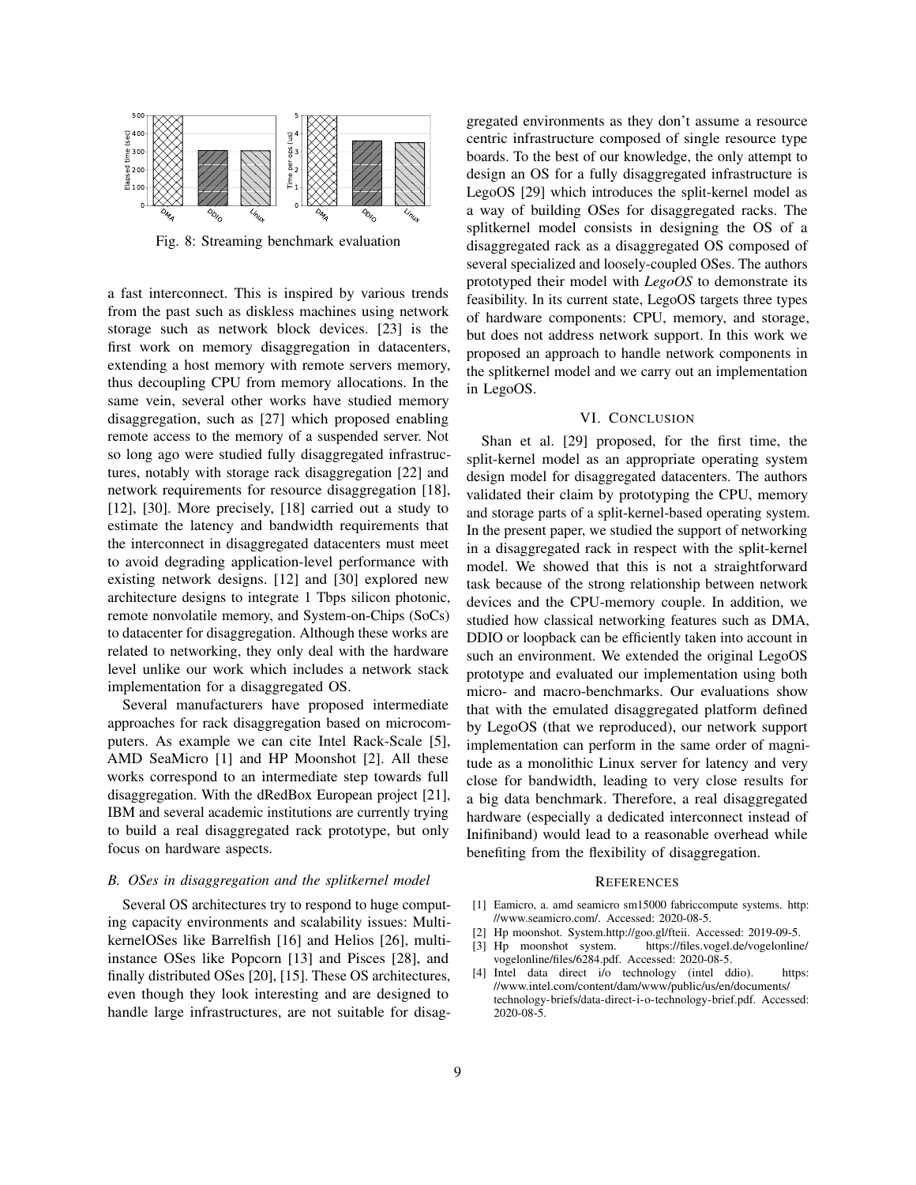Fig. 8: Streaming benchmark evaluation

a fast interconnect. This is inspired by various trends from the past such as diskless machines using network storage such as network block devices. [23] is the first work on memory disaggregation in datacenters, extending a host memory with remote servers memory, thus decoupling CPU from memory allocations. In the same vein, several other works have studied memory disaggregation, such as [27] which proposed enabling remote access to the memory of a suspended server. Not so long ago were studied fully disaggregated infrastructures, notably with storage rack disaggregation [22] and network requirements for resource disaggregation [18], [12], [30]. More precisely, [18] carried out a study to estimate the latency and bandwidth requirements that the interconnect in disaggregated datacenters must meet to avoid degrading application-level performance with existing network designs. [12] and [30] explored new architecture designs to integrate 1 Tbps silicon photonic, remote nonvolatile memory, and System-on-Chips (SoCs) to datacenter for disaggregation. Although these works are related to networking, they only deal with the hardware level unlike our work which includes a network stack implementation for a disaggregated OS.

Several manufacturers have proposed intermediate approaches for rack disaggregation based on microcomputers. As example we can cite Intel Rack-Scale [5], AMD SeaMicro [1] and HP Moonshot [2]. All these works correspond to an intermediate step towards full disaggregation. With the dRedBox European project [21], IBM and several academic institutions are currently trying to build a real disaggregated rack prototype, but only focus on hardware aspects.

### B. OSes in disaggregation and the splitkernel model

Several OS architectures try to respond to huge computing capacity environments and scalability issues: MultikernelOSes like Barrelfish [16] and Helios [26], multi-instance OSes like Popcorn [13] and Pisces [28], and finally distributed OSes [20], [15]. These OS architectures, even though they look interesting and are designed to handle large infrastructures, are not suitable for disaggregated environments as they don't assume a resource centric infrastructure composed of single resource type boards. To the best of our knowledge, the only attempt to design an OS for a fully disaggregated infrastructure is LegoOS [29] which introduces the split-kernel model as a way of building OSes for disaggregated racks. The splitkernel model consists in designing the OS of a disaggregated rack as a disaggregated OS composed of several specialized and loosely-coupled OSes. The authors prototyped their model with *LegoOS* to demonstrate its feasibility. In its current state, LegoOS targets three types of hardware components: CPU, memory, and storage, but does not address network support. In this work we proposed an approach to handle network components in the splitkernel model and we carry out an implementation in LegoOS.

## VI. Conclusion

Shan et al. [29] proposed, for the first time, the split-kernel model as an appropriate operating system design model for disaggregated datacenters. The authors validated their claim by prototyping the CPU, memory and storage parts of a split-kernel-based operating system. In the present paper, we studied the support of networking in a disaggregated rack in respect with the split-kernel model. We showed that this is not a straightforward task because of the strong relationship between network devices and the CPU-memory couple. In addition, we studied how classical networking features such as DMA, DDIO or loopback can be efficiently taken into account in such an environment. We extended the original LegoOS prototype and evaluated our implementation using both micro- and macro-benchmarks. Our evaluations show that with the emulated disaggregated platform defined by LegoOS (that we reproduced), our network support implementation can perform in the same order of magnitude as a monolithic Linux server for latency and very close for bandwidth, leading to very close results for a big data benchmark. Therefore, a real disaggregated hardware (especially a dedicated interconnect instead of Inifiniband) would lead to a reasonable overhead while benefiting from the flexibility of disaggregation.

## References

[1] Eamicro, a. amd seamicro sm15000 fabriccompute systems. http://www.seamicro.com/. Accessed: 2020-08-5.
[2] Hp moonshot. System.http://goo.gl/fteii. Accessed: 2019-09-5.
[3] Hp moonshot system. https://files.vogel.de/vogelonline/vogelonline/files/6284.pdf. Accessed: 2020-08-5.
[4] Intel data direct i/o technology (intel ddio). https://www.intel.com/content/dam/www/public/us/en/documents/technology-briefs/data-direct-i-o-technology-brief.pdf. Accessed: 2020-08-5.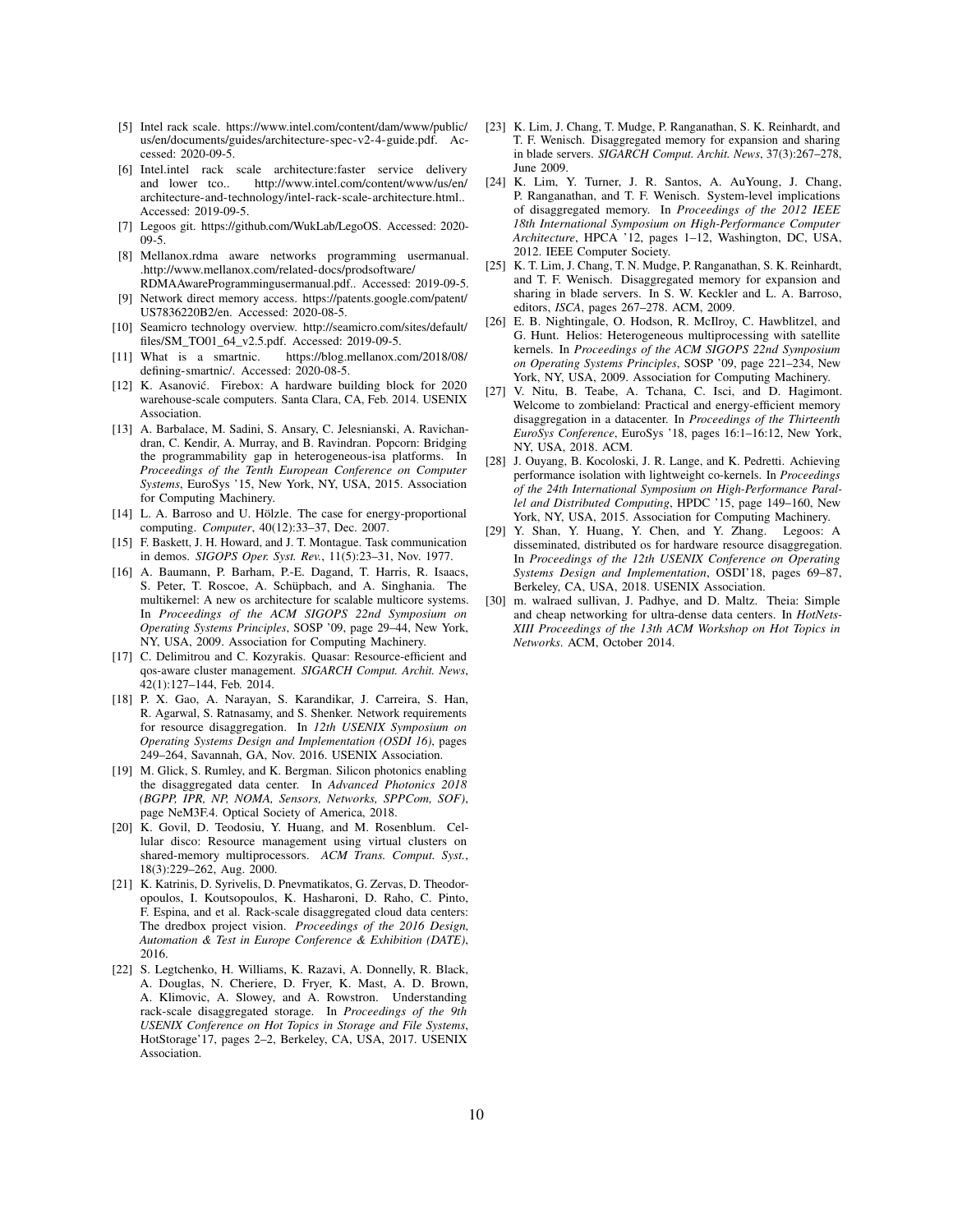- [5] Intel rack scale. https://www.intel.com/content/dam/www/public/us/en/documents/guides/architecture-spec-v2-4-guide.pdf. Accessed: 2020-09-5.
- [6] Intel.intel rack scale architecture:faster service delivery and lower tco.. http://www.intel.com/content/www/us/en/architecture-and-technology/intel-rack-scale-architecture.html.. Accessed: 2019-09-5.
- [7] Legoos git. https://github.com/WukLab/LegoOS. Accessed: 2020-09-5.
- [8] Mellanox.rdma aware networks programming usermanual. .http://www.mellanox.com/related-docs/prodsoftware/RDMAAwareProgrammingusermanual.pdf.. Accessed: 2019-09-5.
- [9] Network direct memory access. https://patents.google.com/patent/US7836220B2/en. Accessed: 2020-08-5.
- [10] Seamicro technology overview. http://seamicro.com/sites/default/files/SM_TO01_64_v2.5.pdf. Accessed: 2019-09-5.
- [11] What is a smartnic. https://blog.mellanox.com/2018/08/defining-smartnic/. Accessed: 2020-08-5.
- [12] K. Asanović. Firebox: A hardware building block for 2020 warehouse-scale computers. Santa Clara, CA, Feb. 2014. USENIX Association.
- [13] A. Barbalace, M. Sadini, S. Ansary, C. Jelesnianski, A. Ravichandran, C. Kendir, A. Murray, and B. Ravindran. Popcorn: Bridging the programmability gap in heterogeneous-isa platforms. In *Proceedings of the Tenth European Conference on Computer Systems*, EuroSys '15, New York, NY, USA, 2015. Association for Computing Machinery.
- [14] L. A. Barroso and U. Hölzle. The case for energy-proportional computing. *Computer*, 40(12):33–37, Dec. 2007.
- [15] F. Baskett, J. H. Howard, and J. T. Montague. Task communication in demos. *SIGOPS Oper. Syst. Rev.*, 11(5):23–31, Nov. 1977.
- [16] A. Baumann, P. Barham, P.-E. Dagand, T. Harris, R. Isaacs, S. Peter, T. Roscoe, A. Schüpbach, and A. Singhania. The multikernel: A new os architecture for scalable multicore systems. In *Proceedings of the ACM SIGOPS 22nd Symposium on Operating Systems Principles*, SOSP '09, page 29–44, New York, NY, USA, 2009. Association for Computing Machinery.
- [17] C. Delimitrou and C. Kozyrakis. Quasar: Resource-efficient and qos-aware cluster management. *SIGARCH Comput. Archit. News*, 42(1):127–144, Feb. 2014.
- [18] P. X. Gao, A. Narayan, S. Karandikar, J. Carreira, S. Han, R. Agarwal, S. Ratnasamy, and S. Shenker. Network requirements for resource disaggregation. In *12th USENIX Symposium on Operating Systems Design and Implementation (OSDI 16)*, pages 249–264, Savannah, GA, Nov. 2016. USENIX Association.
- [19] M. Glick, S. Rumley, and K. Bergman. Silicon photonics enabling the disaggregated data center. In *Advanced Photonics 2018 (BGPP, IPR, NP, NOMA, Sensors, Networks, SPPCom, SOF)*, page NeM3F.4. Optical Society of America, 2018.
- [20] K. Govil, D. Teodosiu, Y. Huang, and M. Rosenblum. Cellular disco: Resource management using virtual clusters on shared-memory multiprocessors. *ACM Trans. Comput. Syst.*, 18(3):229–262, Aug. 2000.
- [21] K. Katrinis, D. Syrivelis, D. Pnevmatikatos, G. Zervas, D. Theodoropoulos, I. Koutsopoulos, K. Hasharoni, D. Raho, C. Pinto, F. Espina, and et al. Rack-scale disaggregated cloud data centers: The dredbox project vision. *Proceedings of the 2016 Design, Automation & Test in Europe Conference & Exhibition (DATE)*, 2016.
- [22] S. Legtchenko, H. Williams, K. Razavi, A. Donnelly, R. Black, A. Douglas, N. Cheriere, D. Fryer, K. Mast, A. D. Brown, A. Klimovic, A. Slowey, and A. Rowstron. Understanding rack-scale disaggregated storage. In *Proceedings of the 9th USENIX Conference on Hot Topics in Storage and File Systems*, HotStorage'17, pages 2–2, Berkeley, CA, USA, 2017. USENIX Association.
- [23] K. Lim, J. Chang, T. Mudge, P. Ranganathan, S. K. Reinhardt, and T. F. Wenisch. Disaggregated memory for expansion and sharing in blade servers. *SIGARCH Comput. Archit. News*, 37(3):267–278, June 2009.
- [24] K. Lim, Y. Turner, J. R. Santos, A. AuYoung, J. Chang, P. Ranganathan, and T. F. Wenisch. System-level implications of disaggregated memory. In *Proceedings of the 2012 IEEE 18th International Symposium on High-Performance Computer Architecture*, HPCA '12, pages 1–12, Washington, DC, USA, 2012. IEEE Computer Society.
- [25] K. T. Lim, J. Chang, T. N. Mudge, P. Ranganathan, S. K. Reinhardt, and T. F. Wenisch. Disaggregated memory for expansion and sharing in blade servers. In S. W. Keckler and L. A. Barroso, editors, *ISCA*, pages 267–278. ACM, 2009.
- [26] E. B. Nightingale, O. Hodson, R. McIlroy, C. Hawblitzel, and G. Hunt. Helios: Heterogeneous multiprocessing with satellite kernels. In *Proceedings of the ACM SIGOPS 22nd Symposium on Operating Systems Principles*, SOSP '09, page 221–234, New York, NY, USA, 2009. Association for Computing Machinery.
- [27] V. Nitu, B. Teabe, A. Tchana, C. Isci, and D. Hagimont. Welcome to zombieland: Practical and energy-efficient memory disaggregation in a datacenter. In *Proceedings of the Thirteenth EuroSys Conference*, EuroSys '18, pages 16:1–16:12, New York, NY, USA, 2018. ACM.
- [28] J. Ouyang, B. Kocoloski, J. R. Lange, and K. Pedretti. Achieving performance isolation with lightweight co-kernels. In *Proceedings of the 24th International Symposium on High-Performance Parallel and Distributed Computing*, HPDC '15, page 149–160, New York, NY, USA, 2015. Association for Computing Machinery.
- [29] Y. Shan, Y. Huang, Y. Chen, and Y. Zhang. Legoos: A disseminated, distributed os for hardware resource disaggregation. In *Proceedings of the 12th USENIX Conference on Operating Systems Design and Implementation*, OSDI'18, pages 69–87, Berkeley, CA, USA, 2018. USENIX Association.
- [30] m. walraed sullivan, J. Padhye, and D. Maltz. Theia: Simple and cheap networking for ultra-dense data centers. In *HotNets-XIII Proceedings of the 13th ACM Workshop on Hot Topics in Networks*. ACM, October 2014.